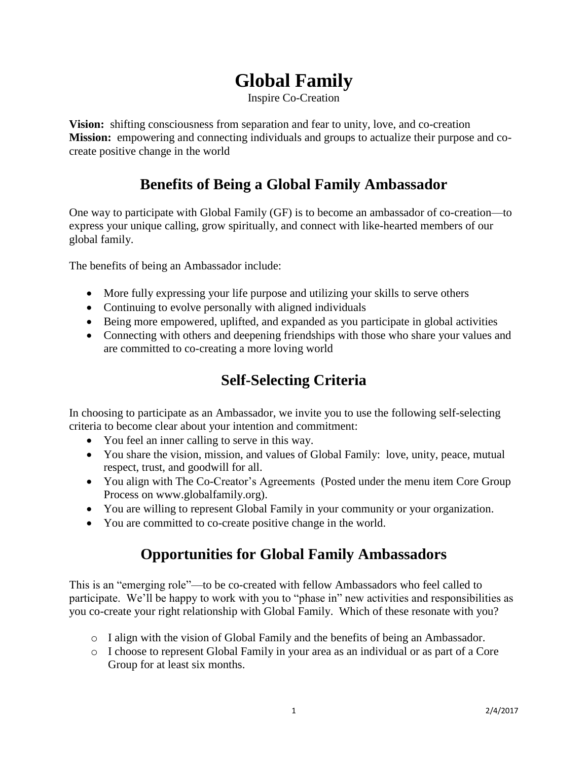# Global Family

Inspire Co-Creation

**Vision:** shifting consciousness from separation and fear to unity, love, and co-creation
**Mission:** empowering and connecting individuals and groups to actualize their purpose and co-create positive change in the world

## Benefits of Being a Global Family Ambassador

One way to participate with Global Family (GF) is to become an ambassador of co-creation—to express your unique calling, grow spiritually, and connect with like-hearted members of our global family.

The benefits of being an Ambassador include:

- More fully expressing your life purpose and utilizing your skills to serve others
- Continuing to evolve personally with aligned individuals
- Being more empowered, uplifted, and expanded as you participate in global activities
- Connecting with others and deepening friendships with those who share your values and are committed to co-creating a more loving world

## Self-Selecting Criteria

In choosing to participate as an Ambassador, we invite you to use the following self-selecting criteria to become clear about your intention and commitment:

- You feel an inner calling to serve in this way.
- You share the vision, mission, and values of Global Family: love, unity, peace, mutual respect, trust, and goodwill for all.
- You align with The Co-Creator's Agreements (Posted under the menu item Core Group Process on www.globalfamily.org).
- You are willing to represent Global Family in your community or your organization.
- You are committed to co-create positive change in the world.

## Opportunities for Global Family Ambassadors

This is an "emerging role"—to be co-created with fellow Ambassadors who feel called to participate. We'll be happy to work with you to "phase in" new activities and responsibilities as you co-create your right relationship with Global Family. Which of these resonate with you?

- I align with the vision of Global Family and the benefits of being an Ambassador.
- I choose to represent Global Family in your area as an individual or as part of a Core Group for at least six months.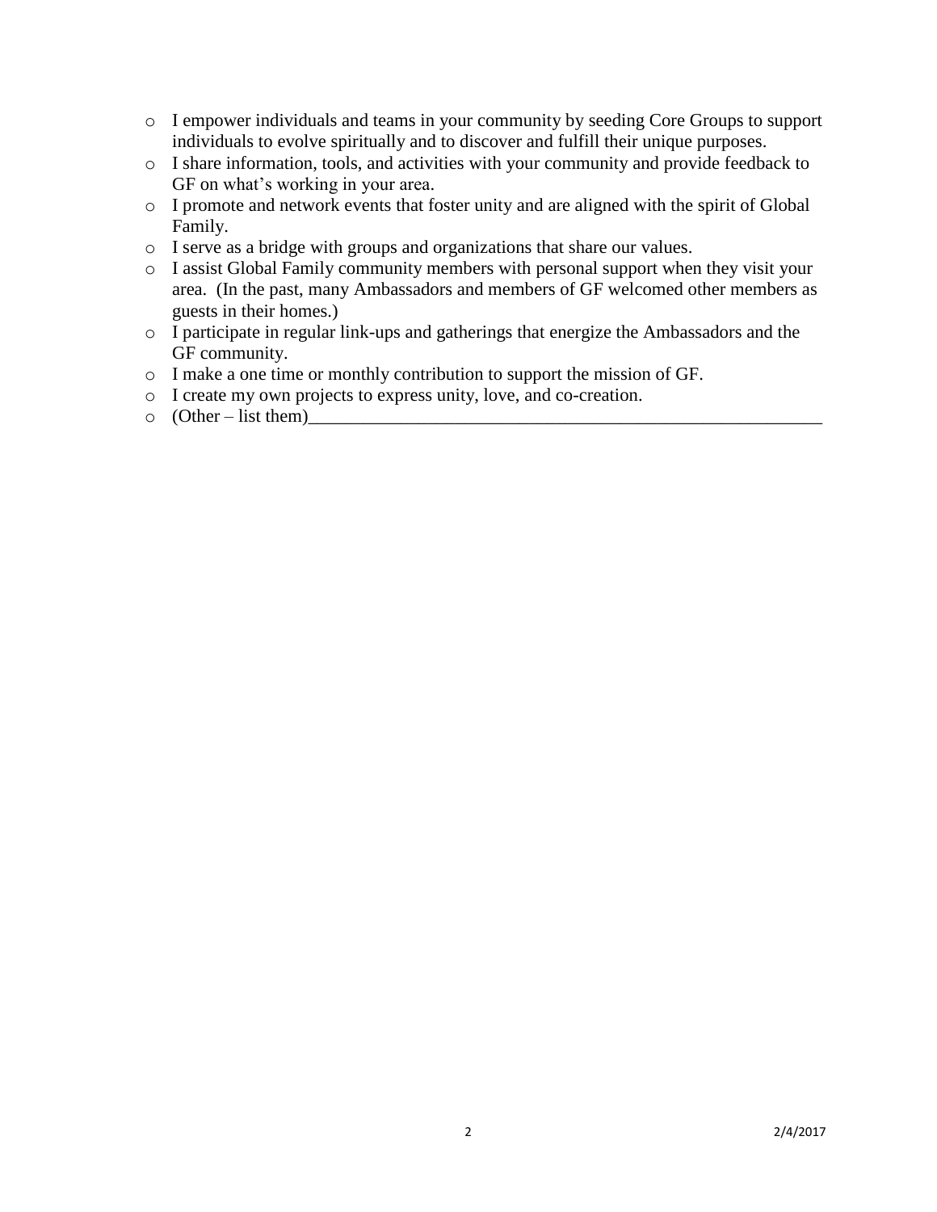- I empower individuals and teams in your community by seeding Core Groups to support individuals to evolve spiritually and to discover and fulfill their unique purposes.
- I share information, tools, and activities with your community and provide feedback to GF on what's working in your area.
- I promote and network events that foster unity and are aligned with the spirit of Global Family.
- I serve as a bridge with groups and organizations that share our values.
- I assist Global Family community members with personal support when they visit your area. (In the past, many Ambassadors and members of GF welcomed other members as guests in their homes.)
- I participate in regular link-ups and gatherings that energize the Ambassadors and the GF community.
- I make a one time or monthly contribution to support the mission of GF.
- I create my own projects to express unity, love, and co-creation.
- (Other – list them)____________________________________________________________